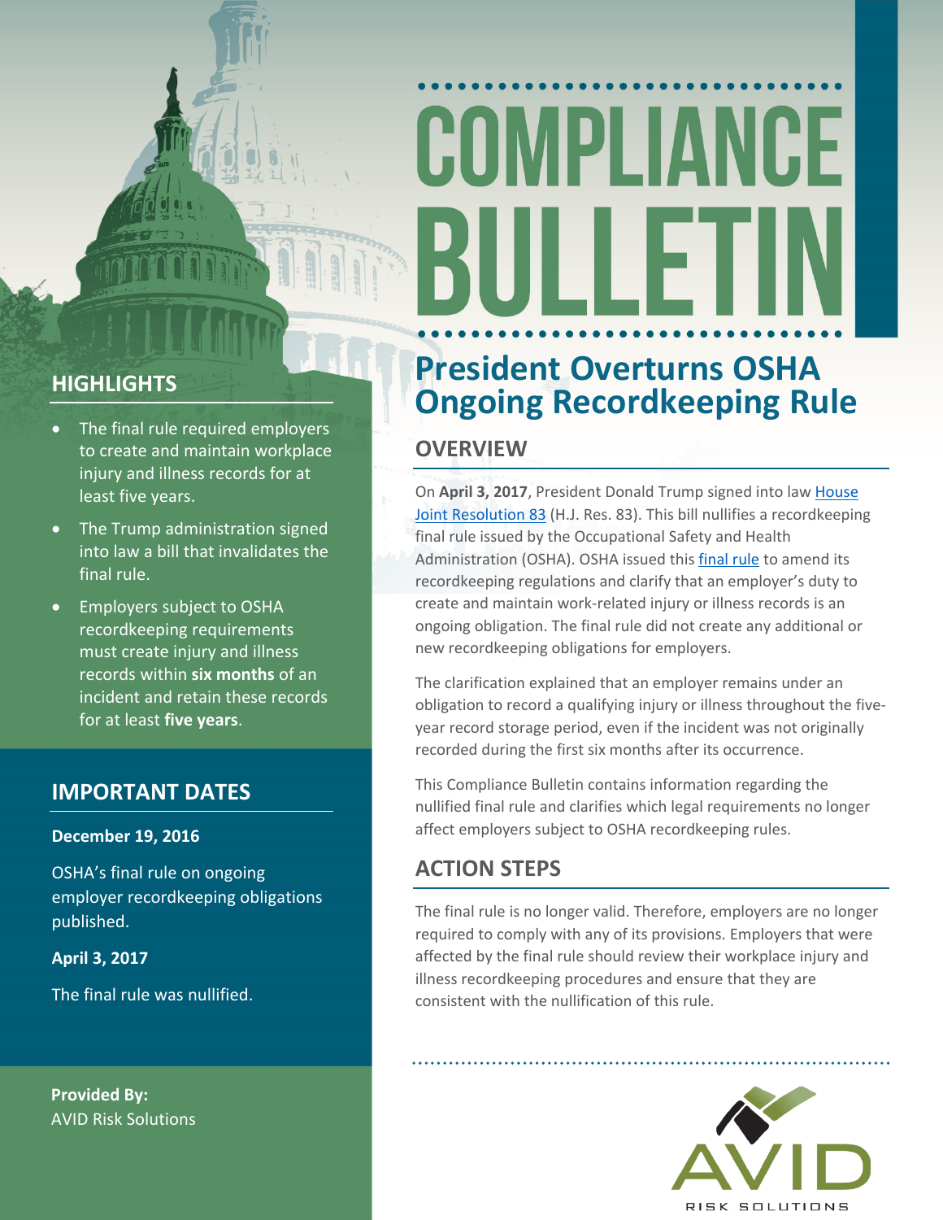# COMPLIANCE BULLETIN

## President Overturns OSHA Ongoing Recordkeeping Rule

### OVERVIEW

On **April 3, 2017**, President Donald Trump signed into law House Joint Resolution 83 (H.J. Res. 83). This bill nullifies a recordkeeping final rule issued by the Occupational Safety and Health Administration (OSHA). OSHA issued this final rule to amend its recordkeeping regulations and clarify that an employer's duty to create and maintain work-related injury or illness records is an ongoing obligation. The final rule did not create any additional or new recordkeeping obligations for employers.

The clarification explained that an employer remains under an obligation to record a qualifying injury or illness throughout the five-year record storage period, even if the incident was not originally recorded during the first six months after its occurrence.

This Compliance Bulletin contains information regarding the nullified final rule and clarifies which legal requirements no longer affect employers subject to OSHA recordkeeping rules.

### ACTION STEPS

The final rule is no longer valid. Therefore, employers are no longer required to comply with any of its provisions. Employers that were affected by the final rule should review their workplace injury and illness recordkeeping procedures and ensure that they are consistent with the nullification of this rule.

### HIGHLIGHTS

- The final rule required employers to create and maintain workplace injury and illness records for at least five years.
- The Trump administration signed into law a bill that invalidates the final rule.
- Employers subject to OSHA recordkeeping requirements must create injury and illness records within **six months** of an incident and retain these records for at least **five years**.

### IMPORTANT DATES

**December 19, 2016**

OSHA's final rule on ongoing employer recordkeeping obligations published.

**April 3, 2017**

The final rule was nullified.

**Provided By:**
AVID Risk Solutions

AVID RISK SOLUTIONS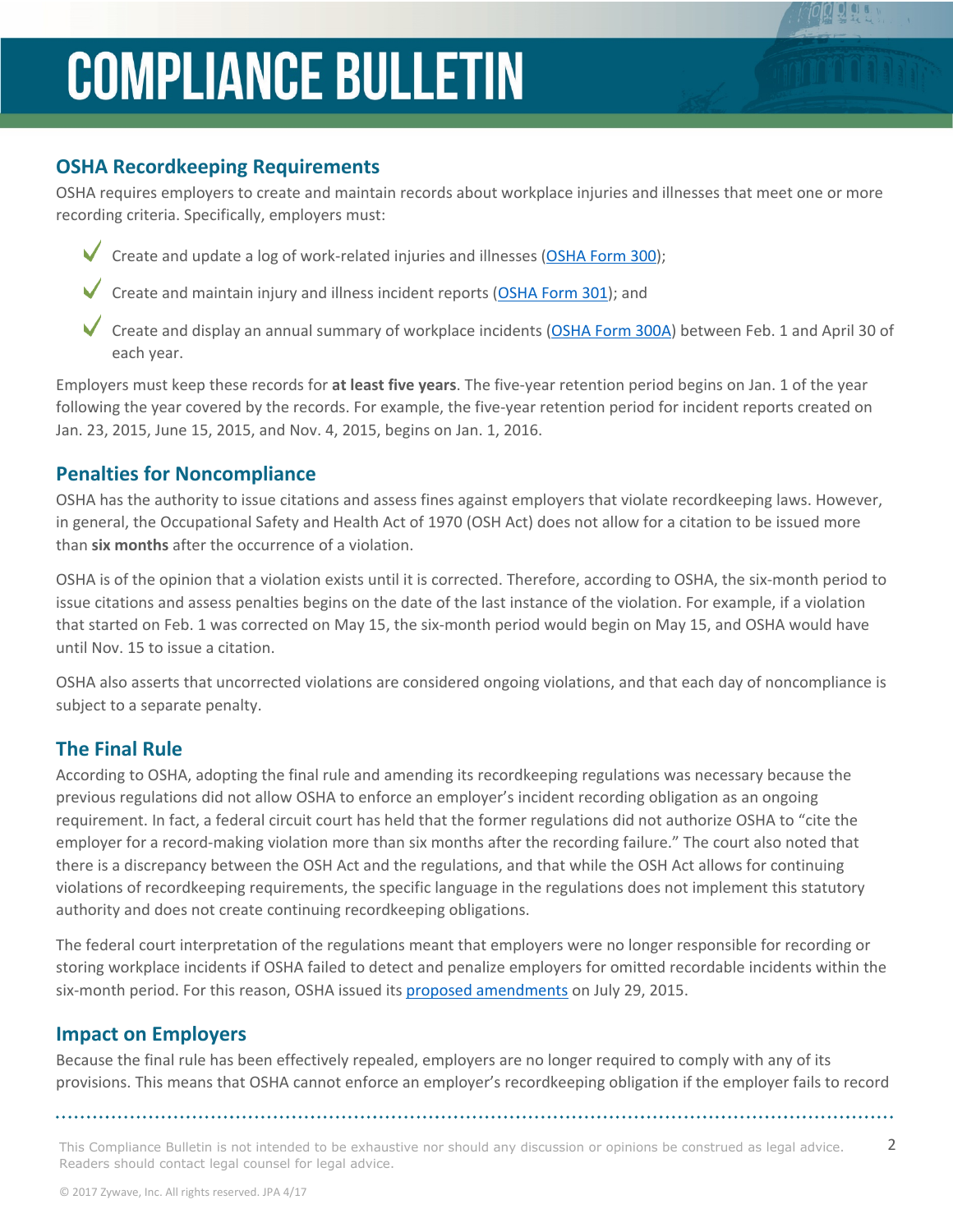## OSHA Recordkeeping Requirements

OSHA requires employers to create and maintain records about workplace injuries and illnesses that meet one or more recording criteria. Specifically, employers must:

- Create and update a log of work-related injuries and illnesses (OSHA Form 300);
- Create and maintain injury and illness incident reports (OSHA Form 301); and
- Create and display an annual summary of workplace incidents (OSHA Form 300A) between Feb. 1 and April 30 of each year.

Employers must keep these records for **at least five years**. The five-year retention period begins on Jan. 1 of the year following the year covered by the records. For example, the five-year retention period for incident reports created on Jan. 23, 2015, June 15, 2015, and Nov. 4, 2015, begins on Jan. 1, 2016.

## Penalties for Noncompliance

OSHA has the authority to issue citations and assess fines against employers that violate recordkeeping laws. However, in general, the Occupational Safety and Health Act of 1970 (OSH Act) does not allow for a citation to be issued more than **six months** after the occurrence of a violation.

OSHA is of the opinion that a violation exists until it is corrected. Therefore, according to OSHA, the six-month period to issue citations and assess penalties begins on the date of the last instance of the violation. For example, if a violation that started on Feb. 1 was corrected on May 15, the six-month period would begin on May 15, and OSHA would have until Nov. 15 to issue a citation.

OSHA also asserts that uncorrected violations are considered ongoing violations, and that each day of noncompliance is subject to a separate penalty.

## The Final Rule

According to OSHA, adopting the final rule and amending its recordkeeping regulations was necessary because the previous regulations did not allow OSHA to enforce an employer's incident recording obligation as an ongoing requirement. In fact, a federal circuit court has held that the former regulations did not authorize OSHA to "cite the employer for a record-making violation more than six months after the recording failure." The court also noted that there is a discrepancy between the OSH Act and the regulations, and that while the OSH Act allows for continuing violations of recordkeeping requirements, the specific language in the regulations does not implement this statutory authority and does not create continuing recordkeeping obligations.

The federal court interpretation of the regulations meant that employers were no longer responsible for recording or storing workplace incidents if OSHA failed to detect and penalize employers for omitted recordable incidents within the six-month period. For this reason, OSHA issued its proposed amendments on July 29, 2015.

## Impact on Employers

Because the final rule has been effectively repealed, employers are no longer required to comply with any of its provisions. This means that OSHA cannot enforce an employer's recordkeeping obligation if the employer fails to record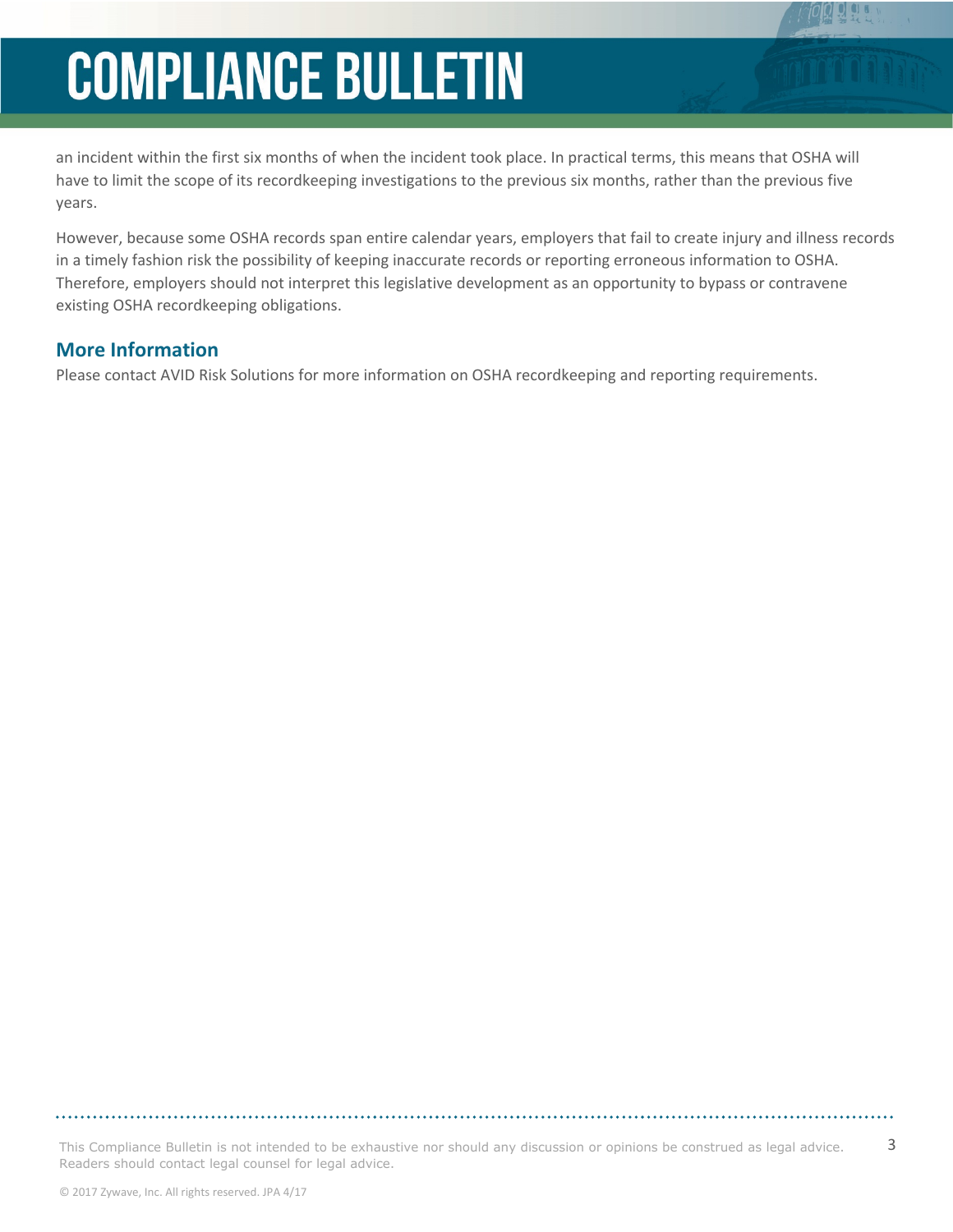an incident within the first six months of when the incident took place. In practical terms, this means that OSHA will have to limit the scope of its recordkeeping investigations to the previous six months, rather than the previous five years.

However, because some OSHA records span entire calendar years, employers that fail to create injury and illness records in a timely fashion risk the possibility of keeping inaccurate records or reporting erroneous information to OSHA. Therefore, employers should not interpret this legislative development as an opportunity to bypass or contravene existing OSHA recordkeeping obligations.

## More Information

Please contact AVID Risk Solutions for more information on OSHA recordkeeping and reporting requirements.

This Compliance Bulletin is not intended to be exhaustive nor should any discussion or opinions be construed as legal advice. Readers should contact legal counsel for legal advice.

© 2017 Zywave, Inc. All rights reserved. JPA 4/17